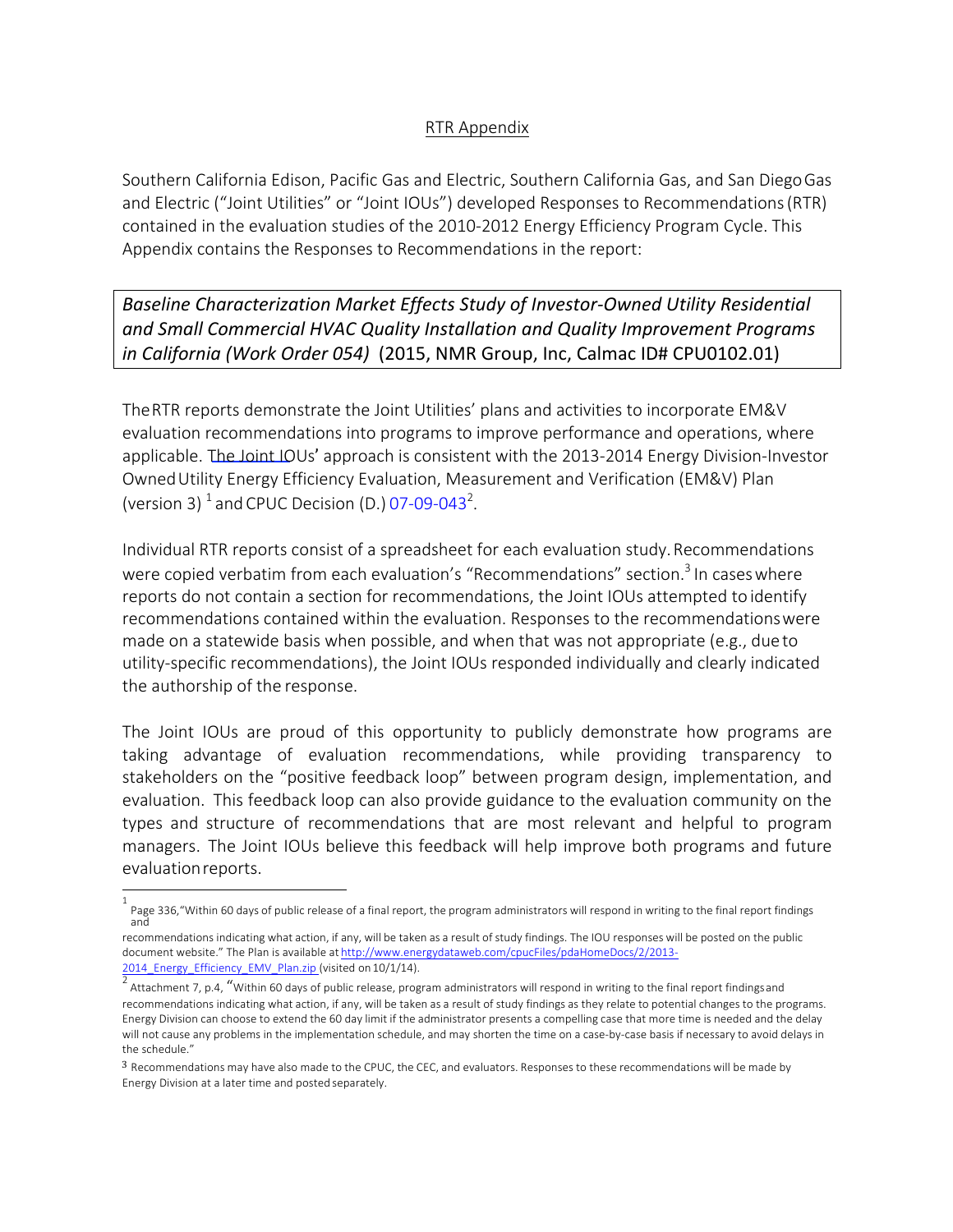## RTR Appendix

Southern California Edison, Pacific Gas and Electric, Southern California Gas, and San Diego Gas and Electric ("Joint Utilities" or "Joint IOUs") developed Responses to Recommendations (RTR) contained in the evaluation studies of the 2010-2012 Energy Efficiency Program Cycle. This Appendix contains the Responses to Recommendations in the report:

*Baseline Characterization Market Effects Study of Investor-Owned Utility Residential and Small Commercial HVAC Quality Installation and Quality Improvement Programs in California (Work Order 054)* (2015, NMR Group, Inc, Calmac ID# CPU0102.01)

The RTR reports demonstrate the Joint Utilities' plans and activities to incorporate EM&V evaluation recommendations into programs to improve performance and operations, where applicable. The Joint IOUs' approach is consistent with the 2013-2014 Energy Division-Investor Owned Utility Energy Efficiency Evaluation, Measurement and Verification (EM&V) Plan (version 3) [1] and CPUC Decision (D.) 07-09-043[2].

Individual RTR reports consist of a spreadsheet for each evaluation study. Recommendations were copied verbatim from each evaluation's "Recommendations" section.[3] In cases where reports do not contain a section for recommendations, the Joint IOUs attempted to identify recommendations contained within the evaluation. Responses to the recommendations were made on a statewide basis when possible, and when that was not appropriate (e.g., due to utility-specific recommendations), the Joint IOUs responded individually and clearly indicated the authorship of the response.

The Joint IOUs are proud of this opportunity to publicly demonstrate how programs are taking advantage of evaluation recommendations, while providing transparency to stakeholders on the "positive feedback loop" between program design, implementation, and evaluation. This feedback loop can also provide guidance to the evaluation community on the types and structure of recommendations that are most relevant and helpful to program managers. The Joint IOUs believe this feedback will help improve both programs and future evaluation reports.

---

[1] Page 336,"Within 60 days of public release of a final report, the program administrators will respond in writing to the final report findings and recommendations indicating what action, if any, will be taken as a result of study findings. The IOU responses will be posted on the public document website." The Plan is available at http://www.energydataweb.com/cpucFiles/pdaHomeDocs/2/2013-2014_Energy_Efficiency_EMV_Plan.zip (visited on 10/1/14).

[2] Attachment 7, p.4, "Within 60 days of public release, program administrators will respond in writing to the final report findings and recommendations indicating what action, if any, will be taken as a result of study findings as they relate to potential changes to the programs. Energy Division can choose to extend the 60 day limit if the administrator presents a compelling case that more time is needed and the delay will not cause any problems in the implementation schedule, and may shorten the time on a case-by-case basis if necessary to avoid delays in the schedule."

[3] Recommendations may have also made to the CPUC, the CEC, and evaluators. Responses to these recommendations will be made by Energy Division at a later time and posted separately.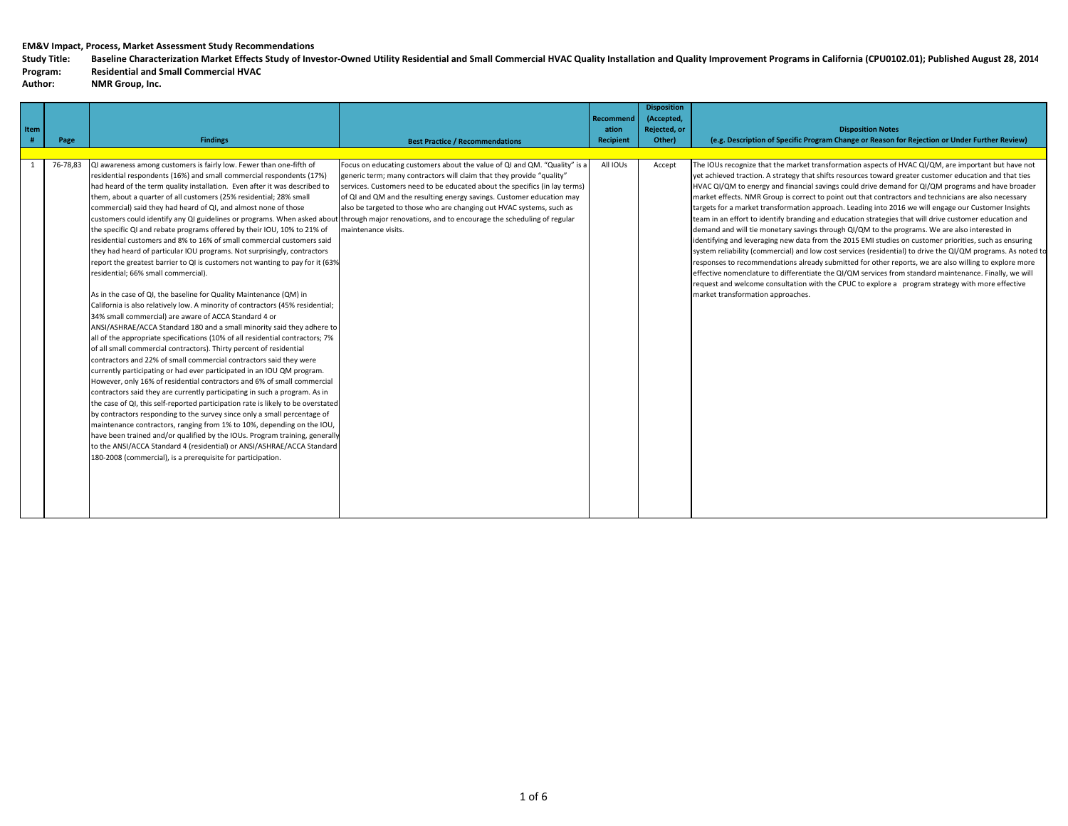**EM&V Impact, Process, Market Assessment Study Recommendations**

**Study Title:** Baseline Characterization Market Effects Study of Investor-Owned Utility Residential and Small Commercial HVAC Quality Installation and Quality Improvement Programs in California (CPU0102.01); Published August 28, 2014

**Program:** Residential and Small Commercial HVAC

**Author:** NMR Group, Inc.

| Item # | Page | Findings | Best Practice / Recommendations | Recommendation Recipient | Disposition (Accepted, Rejected, or Other) | Disposition Notes (e.g. Description of Specific Program Change or Reason for Rejection or Under Further Review) |
|---|---|---|---|---|---|---|
| 1 | 76-78,83 | QI awareness among customers is fairly low. Fewer than one-fifth of residential respondents (16%) and small commercial respondents (17%) had heard of the term quality installation. Even after it was described to them, about a quarter of all customers (25% residential; 28% small commercial) said they had heard of QI, and almost none of those customers could identify any QI guidelines or programs. When asked about the specific QI and rebate programs offered by their IOU, 10% to 21% of residential customers and 8% to 16% of small commercial customers said they had heard of particular IOU programs. Not surprisingly, contractors report the greatest barrier to QI is customers not wanting to pay for it (63% residential; 66% small commercial).<br><br>As in the case of QI, the baseline for Quality Maintenance (QM) in California is also relatively low. A minority of contractors (45% residential; 34% small commercial) are aware of ACCA Standard 4 or ANSI/ASHRAE/ACCA Standard 180 and a small minority said they adhere to all of the appropriate specifications (10% of all residential contractors; 7% of all small commercial contractors). Thirty percent of residential contractors and 22% of small commercial contractors said they were currently participating or had ever participated in an IOU QM program. However, only 16% of residential contractors and 6% of small commercial contractors said they are currently participating in such a program. As in the case of QI, this self-reported participation rate is likely to be overstated by contractors responding to the survey since only a small percentage of maintenance contractors, ranging from 1% to 10%, depending on the IOU, have been trained and/or qualified by the IOUs. Program training, generally to the ANSI/ACCA Standard 4 (residential) or ANSI/ASHRAE/ACCA Standard 180-2008 (commercial), is a prerequisite for participation. | Focus on educating customers about the value of QI and QM. "Quality" is a generic term; many contractors will claim that they provide "quality" services. Customers need to be educated about the specifics (in lay terms) of QI and QM and the resulting energy savings. Customer education may also be targeted to those who are changing out HVAC systems, such as through major renovations, and to encourage the scheduling of regular maintenance visits. | All IOUs | Accept | The IOUs recognize that the market transformation aspects of HVAC QI/QM, are important but have not yet achieved traction. A strategy that shifts resources toward greater customer education and that ties HVAC QI/QM to energy and financial savings could drive demand for QI/QM programs and have broader market effects. NMR Group is correct to point out that contractors and technicians are also necessary targets for a market transformation approach. Leading into 2016 we will engage our Customer Insights team in an effort to identify branding and education strategies that will drive customer education and demand and will tie monetary savings through QI/QM to the programs. We are also interested in identifying and leveraging new data from the 2015 EMI studies on customer priorities, such as ensuring system reliability (commercial) and low cost services (residential) to drive the QI/QM programs. As noted to responses to recommendations already submitted for other reports, we are also willing to explore more effective nomenclature to differentiate the QI/QM services from standard maintenance. Finally, we will request and welcome consultation with the CPUC to explore a program strategy with more effective market transformation approaches. |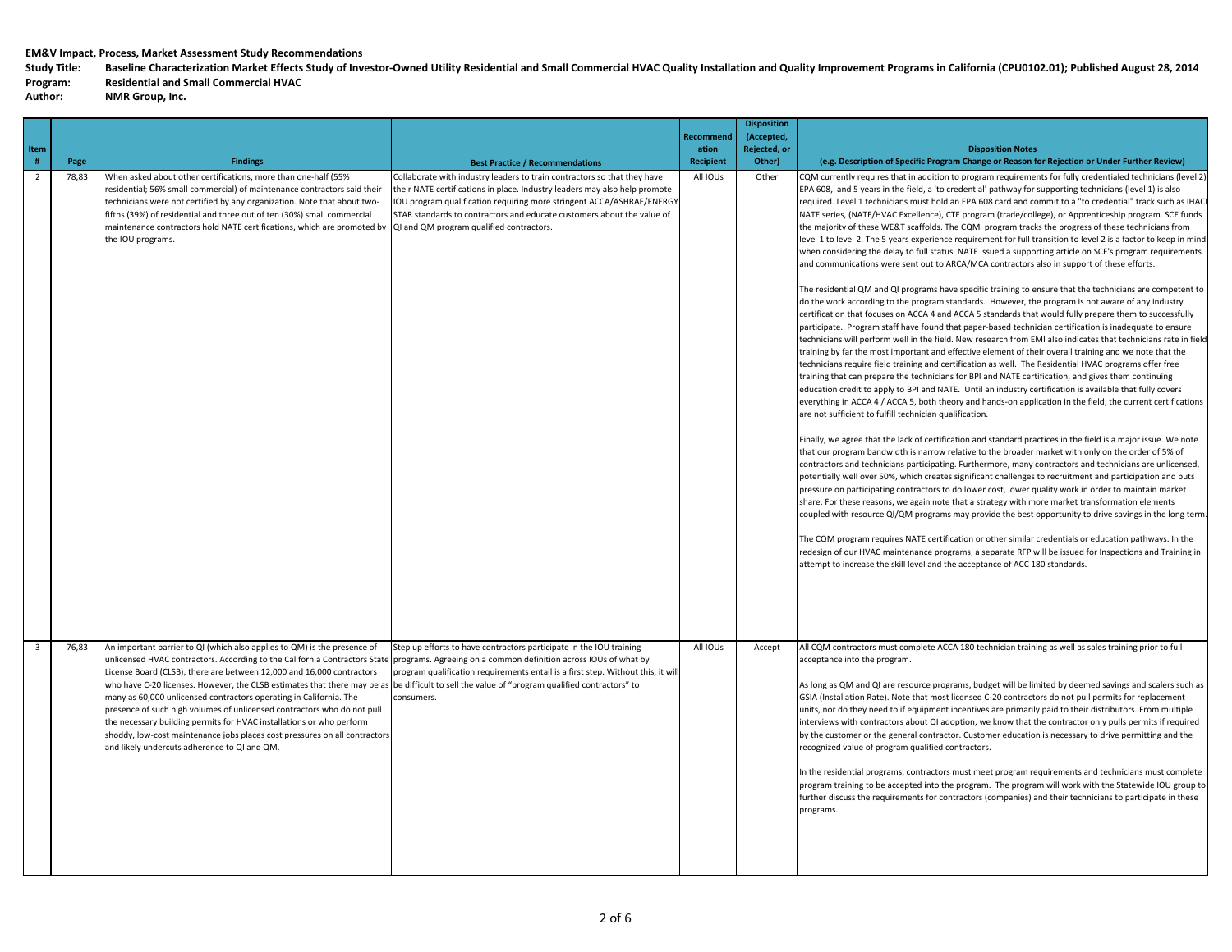**EM&V Impact, Process, Market Assessment Study Recommendations**

**Study Title:** Baseline Characterization Market Effects Study of Investor-Owned Utility Residential and Small Commercial HVAC Quality Installation and Quality Improvement Programs in California (CPU0102.01); Published August 28, 2014

**Program:** Residential and Small Commercial HVAC

**Author:** NMR Group, Inc.

| Item # | Page | Findings | Best Practice / Recommendations | Recommendation Recipient | Disposition (Accepted, Rejected, or Other) | Disposition Notes (e.g. Description of Specific Program Change or Reason for Rejection or Under Further Review) |
|---|---|---|---|---|---|---|
| 2 | 78,83 | When asked about other certifications, more than one-half (55% residential; 56% small commercial) of maintenance contractors said their technicians were not certified by any organization. Note that about two-fifths (39%) of residential and three out of ten (30%) small commercial maintenance contractors hold NATE certifications, which are promoted by the IOU programs. | Collaborate with industry leaders to train contractors so that they have their NATE certifications in place. Industry leaders may also help promote IOU program qualification requiring more stringent ACCA/ASHRAE/ENERGY STAR standards to contractors and educate customers about the value of QI and QM program qualified contractors. | All IOUs | Other | CQM currently requires that in addition to program requirements for fully credentialed technicians (level 2) EPA 608, and 5 years in the field, a 'to credential' pathway for supporting technicians (level 1) is also required. Level 1 technicians must hold an EPA 608 card and commit to a "to credential" track such as IHACI NATE series, (NATE/HVAC Excellence), CTE program (trade/college), or Apprenticeship program. SCE funds the majority of these WE&T scaffolds. The CQM program tracks the progress of these technicians from level 1 to level 2. The 5 years experience requirement for full transition to level 2 is a factor to keep in mind when considering the delay to full status. NATE issued a supporting article on SCE's program requirements and communications were sent out to ARCA/MCA contractors also in support of these efforts.<br><br>The residential QM and QI programs have specific training to ensure that the technicians are competent to do the work according to the program standards. However, the program is not aware of any industry certification that focuses on ACCA 4 and ACCA 5 standards that would fully prepare them to successfully participate. Program staff have found that paper-based technician certification is inadequate to ensure technicians will perform well in the field. New research from EMI also indicates that technicians rate in field training by far the most important and effective element of their overall training and we note that the technicians require field training and certification as well. The Residential HVAC programs offer free training that can prepare the technicians for BPI and NATE certification, and gives them continuing education credit to apply to BPI and NATE. Until an industry certification is available that fully covers everything in ACCA 4 / ACCA 5, both theory and hands-on application in the field, the current certifications are not sufficient to fulfill technician qualification.<br><br>Finally, we agree that the lack of certification and standard practices in the field is a major issue. We note that our program bandwidth is narrow relative to the broader market with only on the order of 5% of contractors and technicians participating. Furthermore, many contractors and technicians are unlicensed, potentially well over 50%, which creates significant challenges to recruitment and participation and puts pressure on participating contractors to do lower cost, lower quality work in order to maintain market share. For these reasons, we again note that a strategy with more market transformation elements coupled with resource QI/QM programs may provide the best opportunity to drive savings in the long term.<br><br>The CQM program requires NATE certification or other similar credentials or education pathways. In the redesign of our HVAC maintenance programs, a separate RFP will be issued for Inspections and Training in attempt to increase the skill level and the acceptance of ACC 180 standards. |
| 3 | 76,83 | An important barrier to QI (which also applies to QM) is the presence of unlicensed HVAC contractors. According to the California Contractors State License Board (CLSB), there are between 12,000 and 16,000 contractors who have C-20 licenses. However, the CLSB estimates that there may be as many as 60,000 unlicensed contractors operating in California. The presence of such high volumes of unlicensed contractors who do not pull the necessary building permits for HVAC installations or who perform shoddy, low-cost maintenance jobs places cost pressures on all contractors and likely undercuts adherence to QI and QM. | Step up efforts to have contractors participate in the IOU training programs. Agreeing on a common definition across IOUs of what by program qualification requirements entail is a first step. Without this, it will be difficult to sell the value of "program qualified contractors" to consumers. | All IOUs | Accept | All CQM contractors must complete ACCA 180 technician training as well as sales training prior to full acceptance into the program.<br><br>As long as QM and QI are resource programs, budget will be limited by deemed savings and scalers such as GSIA (Installation Rate). Note that most licensed C-20 contractors do not pull permits for replacement units, nor do they need to if equipment incentives are primarily paid to their distributors. From multiple interviews with contractors about QI adoption, we know that the contractor only pulls permits if required by the customer or the general contractor. Customer education is necessary to drive permitting and the recognized value of program qualified contractors.<br><br>In the residential programs, contractors must meet program requirements and technicians must complete program training to be accepted into the program. The program will work with the Statewide IOU group to further discuss the requirements for contractors (companies) and their technicians to participate in these programs. |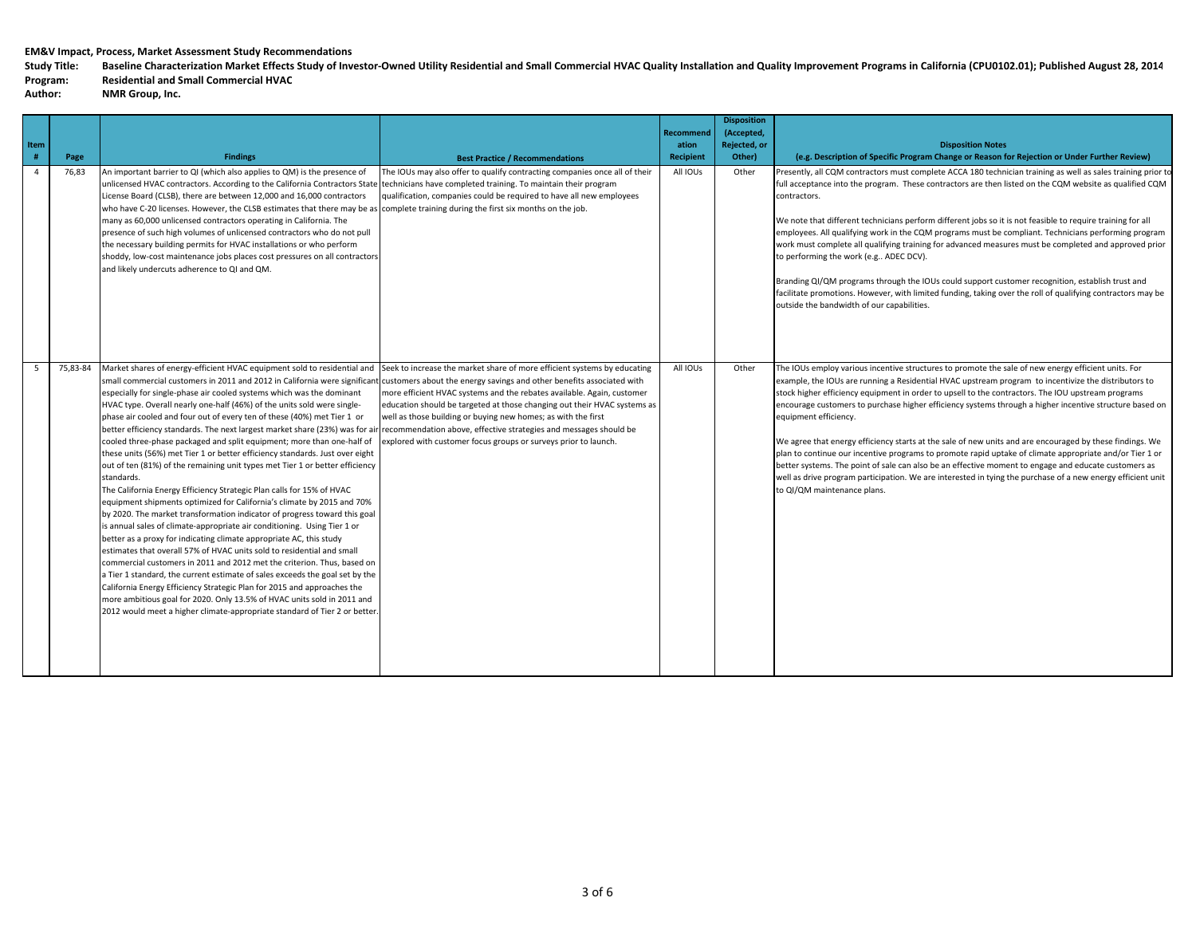**EM&V Impact, Process, Market Assessment Study Recommendations**

**Study Title:** Baseline Characterization Market Effects Study of Investor-Owned Utility Residential and Small Commercial HVAC Quality Installation and Quality Improvement Programs in California (CPU0102.01); Published August 28, 2014

**Program:** Residential and Small Commercial HVAC

**Author:** NMR Group, Inc.

| Item # | Page | Findings | Best Practice / Recommendations | Recommendation Recipient | Disposition (Accepted, Rejected, or Other) | Disposition Notes (e.g. Description of Specific Program Change or Reason for Rejection or Under Further Review) |
|---|---|---|---|---|---|---|
| 4 | 76,83 | An important barrier to QI (which also applies to QM) is the presence of unlicensed HVAC contractors. According to the California Contractors State License Board (CLSB), there are between 12,000 and 16,000 contractors who have C-20 licenses. However, the CLSB estimates that there may be as many as 60,000 unlicensed contractors operating in California. The presence of such high volumes of unlicensed contractors who do not pull the necessary building permits for HVAC installations or who perform shoddy, low-cost maintenance jobs places cost pressures on all contractors and likely undercuts adherence to QI and QM. | The IOUs may also offer to qualify contracting companies once all of their technicians have completed training. To maintain their program qualification, companies could be required to have all new employees complete training during the first six months on the job. | All IOUs | Other | Presently, all CQM contractors must complete ACCA 180 technician training as well as sales training prior to full acceptance into the program. These contractors are then listed on the CQM website as qualified CQM contractors.<br><br>We note that different technicians perform different jobs so it is not feasible to require training for all employees. All qualifying work in the CQM programs must be compliant. Technicians performing program work must complete all qualifying training for advanced measures must be completed and approved prior to performing the work (e.g.. ADEC DCV).<br><br>Branding QI/QM programs through the IOUs could support customer recognition, establish trust and facilitate promotions. However, with limited funding, taking over the roll of qualifying contractors may be outside the bandwidth of our capabilities. |
| 5 | 75,83-84 | Market shares of energy-efficient HVAC equipment sold to residential and small commercial customers in 2011 and 2012 in California were significant especially for single-phase air cooled systems which was the dominant HVAC type. Overall nearly one-half (46%) of the units sold were single-phase air cooled and four out of every ten of these (40%) met Tier 1 or better efficiency standards. The next largest market share (23%) was for air cooled three-phase packaged and split equipment; more than one-half of these units (56%) met Tier 1 or better efficiency standards. Just over eight out of ten (81%) of the remaining unit types met Tier 1 or better efficiency standards.<br>The California Energy Efficiency Strategic Plan calls for 15% of HVAC equipment shipments optimized for California's climate by 2015 and 70% by 2020. The market transformation indicator of progress toward this goal is annual sales of climate-appropriate air conditioning. Using Tier 1 or better as a proxy for indicating climate appropriate AC, this study estimates that overall 57% of HVAC units sold to residential and small commercial customers in 2011 and 2012 met the criterion. Thus, based on a Tier 1 standard, the current estimate of sales exceeds the goal set by the California Energy Efficiency Strategic Plan for 2015 and approaches the more ambitious goal for 2020. Only 13.5% of HVAC units sold in 2011 and 2012 would meet a higher climate-appropriate standard of Tier 2 or better. | Seek to increase the market share of more efficient systems by educating customers about the energy savings and other benefits associated with more efficient HVAC systems and the rebates available. Again, customer education should be targeted at those changing out their HVAC systems as well as those building or buying new homes; as with the first recommendation above, effective strategies and messages should be explored with customer focus groups or surveys prior to launch. | All IOUs | Other | The IOUs employ various incentive structures to promote the sale of new energy efficient units. For example, the IOUs are running a Residential HVAC upstream program to incentivize the distributors to stock higher efficiency equipment in order to upsell to the contractors. The IOU upstream programs encourage customers to purchase higher efficiency systems through a higher incentive structure based on equipment efficiency.<br><br>We agree that energy efficiency starts at the sale of new units and are encouraged by these findings. We plan to continue our incentive programs to promote rapid uptake of climate appropriate and/or Tier 1 or better systems. The point of sale can also be an effective moment to engage and educate customers as well as drive program participation. We are interested in tying the purchase of a new energy efficient unit to QI/QM maintenance plans. |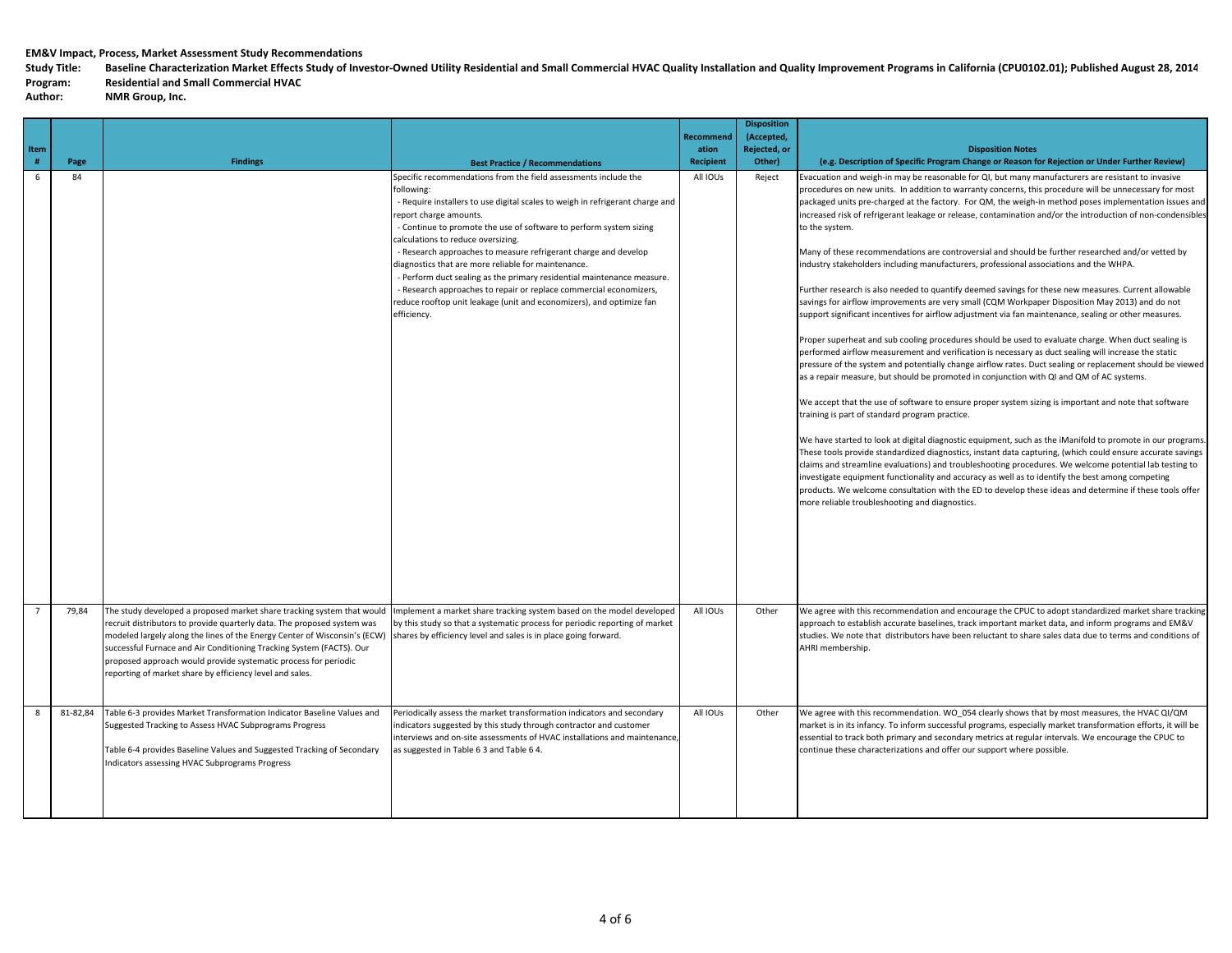**EM&V Impact, Process, Market Assessment Study Recommendations**

**Study Title:** Baseline Characterization Market Effects Study of Investor-Owned Utility Residential and Small Commercial HVAC Quality Installation and Quality Improvement Programs in California (CPU0102.01); Published August 28, 2014

**Program:** Residential and Small Commercial HVAC

**Author:** NMR Group, Inc.

| Item # | Page | Findings | Best Practice / Recommendations | Recommendation Recipient | Disposition (Accepted, Rejected, or Other) | Disposition Notes (e.g. Description of Specific Program Change or Reason for Rejection or Under Further Review) |
|---|---|---|---|---|---|---|
| 6 | 84 | | Specific recommendations from the field assessments include the following:<br>- Require installers to use digital scales to weigh in refrigerant charge and report charge amounts.<br>- Continue to promote the use of software to perform system sizing calculations to reduce oversizing.<br>- Research approaches to measure refrigerant charge and develop diagnostics that are more reliable for maintenance.<br>- Perform duct sealing as the primary residential maintenance measure.<br>- Research approaches to repair or replace commercial economizers, reduce rooftop unit leakage (unit and economizers), and optimize fan efficiency. | All IOUs | Reject | Evacuation and weigh-in may be reasonable for QI, but many manufacturers are resistant to invasive procedures on new units. In addition to warranty concerns, this procedure will be unnecessary for most packaged units pre-charged at the factory. For QM, the weigh-in method poses implementation issues and increased risk of refrigerant leakage or release, contamination and/or the introduction of non-condensibles to the system.<br><br>Many of these recommendations are controversial and should be further researched and/or vetted by industry stakeholders including manufacturers, professional associations and the WHPA.<br><br>Further research is also needed to quantify deemed savings for these new measures. Current allowable savings for airflow improvements are very small (CQM Workpaper Disposition May 2013) and do not support significant incentives for airflow adjustment via fan maintenance, sealing or other measures.<br><br>Proper superheat and sub cooling procedures should be used to evaluate charge. When duct sealing is performed airflow measurement and verification is necessary as duct sealing will increase the static pressure of the system and potentially change airflow rates. Duct sealing or replacement should be viewed as a repair measure, but should be promoted in conjunction with QI and QM of AC systems.<br><br>We accept that the use of software to ensure proper system sizing is important and note that software training is part of standard program practice.<br><br>We have started to look at digital diagnostic equipment, such as the iManifold to promote in our programs. These tools provide standardized diagnostics, instant data capturing, (which could ensure accurate savings claims and streamline evaluations) and troubleshooting procedures. We welcome potential lab testing to investigate equipment functionality and accuracy as well as to identify the best among competing products. We welcome consultation with the ED to develop these ideas and determine if these tools offer more reliable troubleshooting and diagnostics. |
| 7 | 79,84 | The study developed a proposed market share tracking system that would recruit distributors to provide quarterly data. The proposed system was modeled largely along the lines of the Energy Center of Wisconsin's (ECW) successful Furnace and Air Conditioning Tracking System (FACTS). Our proposed approach would provide systematic process for periodic reporting of market share by efficiency level and sales. | Implement a market share tracking system based on the model developed by this study so that a systematic process for periodic reporting of market shares by efficiency level and sales is in place going forward. | All IOUs | Other | We agree with this recommendation and encourage the CPUC to adopt standardized market share tracking approach to establish accurate baselines, track important market data, and inform programs and EM&V studies. We note that distributors have been reluctant to share sales data due to terms and conditions of AHRI membership. |
| 8 | 81-82,84 | Table 6-3 provides Market Transformation Indicator Baseline Values and Suggested Tracking to Assess HVAC Subprograms Progress<br><br>Table 6-4 provides Baseline Values and Suggested Tracking of Secondary Indicators assessing HVAC Subprograms Progress | Periodically assess the market transformation indicators and secondary indicators suggested by this study through contractor and customer interviews and on-site assessments of HVAC installations and maintenance, as suggested in Table 6 3 and Table 6 4. | All IOUs | Other | We agree with this recommendation. WO_054 clearly shows that by most measures, the HVAC QI/QM market is in its infancy. To inform successful programs, especially market transformation efforts, it will be essential to track both primary and secondary metrics at regular intervals. We encourage the CPUC to continue these characterizations and offer our support where possible. |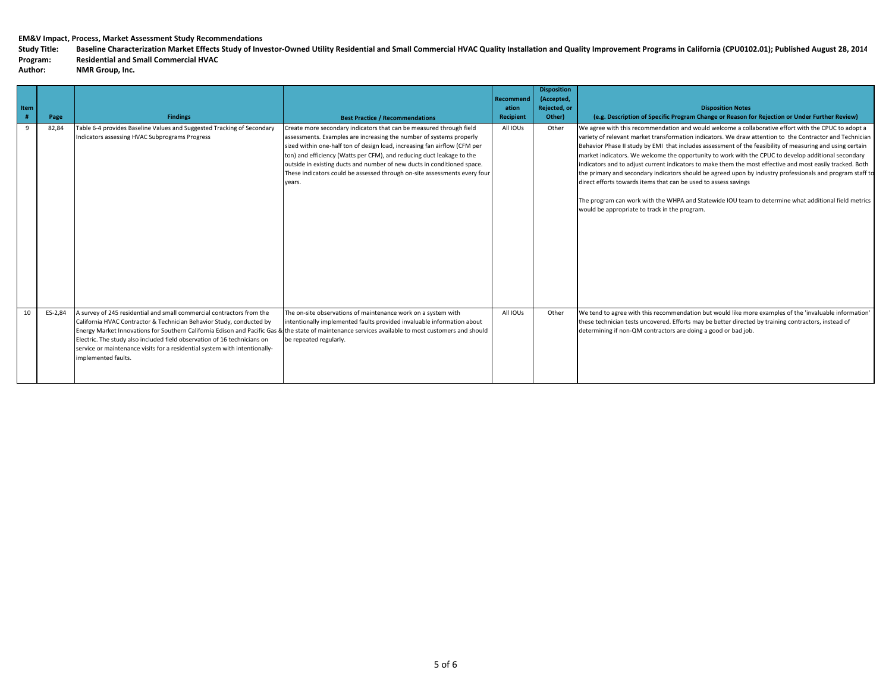**EM&V Impact, Process, Market Assessment Study Recommendations**

**Study Title:** Baseline Characterization Market Effects Study of Investor-Owned Utility Residential and Small Commercial HVAC Quality Installation and Quality Improvement Programs in California (CPU0102.01); Published August 28, 2014

**Program:** Residential and Small Commercial HVAC

**Author:** NMR Group, Inc.

| Item # | Page | Findings | Best Practice / Recommendations | Recommendation Recipient | Disposition (Accepted, Rejected, or Other) | Disposition Notes (e.g. Description of Specific Program Change or Reason for Rejection or Under Further Review) |
|---|---|---|---|---|---|---|
| 9 | 82,84 | Table 6-4 provides Baseline Values and Suggested Tracking of Secondary Indicators assessing HVAC Subprograms Progress | Create more secondary indicators that can be measured through field assessments. Examples are increasing the number of systems properly sized within one-half ton of design load, increasing fan airflow (CFM per ton) and efficiency (Watts per CFM), and reducing duct leakage to the outside in existing ducts and number of new ducts in conditioned space. These indicators could be assessed through on-site assessments every four years. | All IOUs | Other | We agree with this recommendation and would welcome a collaborative effort with the CPUC to adopt a variety of relevant market transformation indicators. We draw attention to the Contractor and Technician Behavior Phase II study by EMI that includes assessment of the feasibility of measuring and using certain market indicators. We welcome the opportunity to work with the CPUC to develop additional secondary indicators and to adjust current indicators to make them the most effective and most easily tracked. Both the primary and secondary indicators should be agreed upon by industry professionals and program staff to direct efforts towards items that can be used to assess savings<br><br>The program can work with the WHPA and Statewide IOU team to determine what additional field metrics would be appropriate to track in the program. |
| 10 | ES-2,84 | A survey of 245 residential and small commercial contractors from the California HVAC Contractor & Technician Behavior Study, conducted by Energy Market Innovations for Southern California Edison and Pacific Gas & Electric. The study also included field observation of 16 technicians on service or maintenance visits for a residential system with intentionally-implemented faults. | The on-site observations of maintenance work on a system with intentionally implemented faults provided invaluable information about the state of maintenance services available to most customers and should be repeated regularly. | All IOUs | Other | We tend to agree with this recommendation but would like more examples of the 'invaluable information' these technician tests uncovered. Efforts may be better directed by training contractors, instead of determining if non-QM contractors are doing a good or bad job. |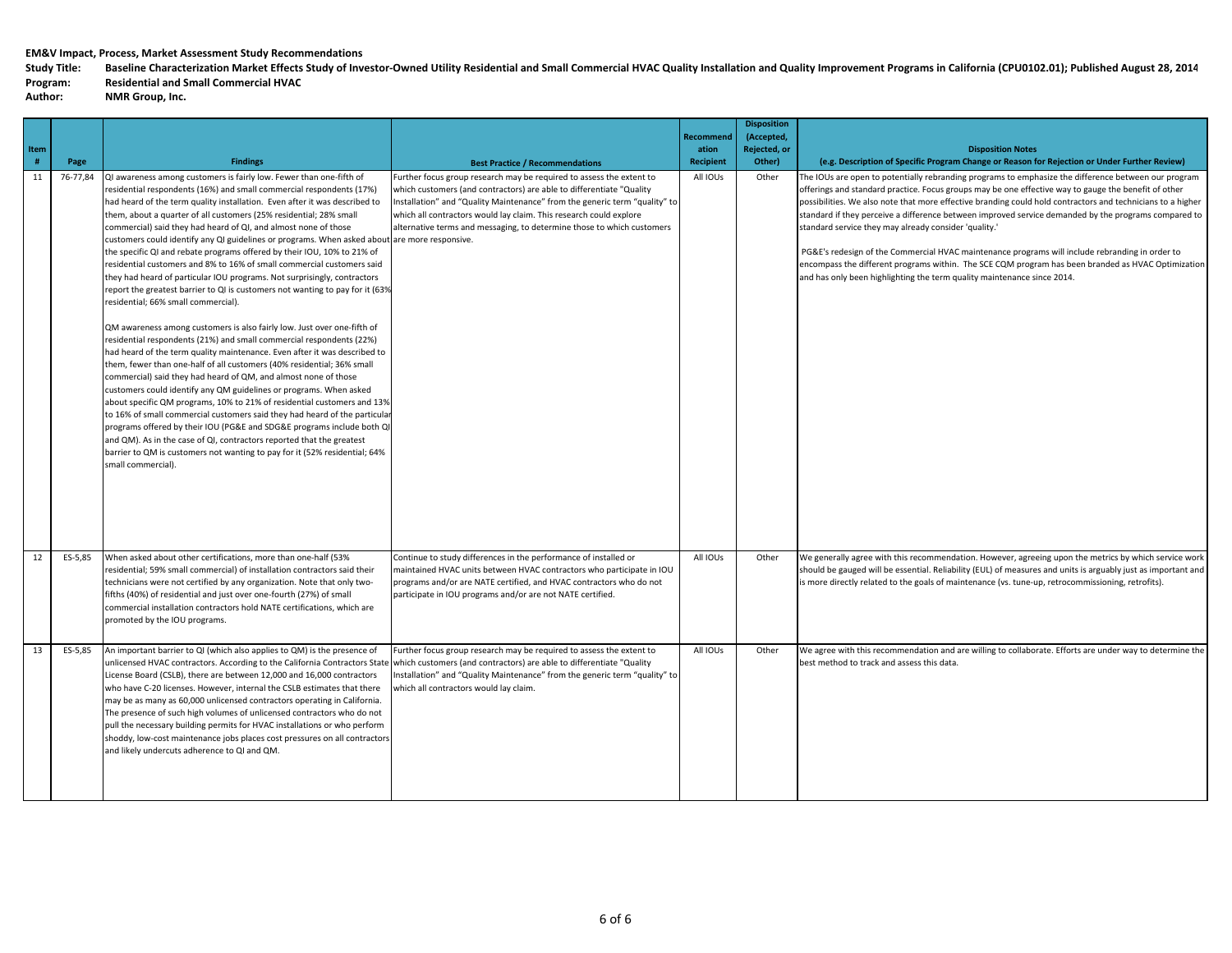**EM&V Impact, Process, Market Assessment Study Recommendations**

**Study Title:** Baseline Characterization Market Effects Study of Investor-Owned Utility Residential and Small Commercial HVAC Quality Installation and Quality Improvement Programs in California (CPU0102.01); Published August 28, 2014

**Program:** Residential and Small Commercial HVAC

**Author:** NMR Group, Inc.

| Item # | Page | Findings | Best Practice / Recommendations | Recommendation Recipient | Disposition (Accepted, Rejected, or Other) | Disposition Notes (e.g. Description of Specific Program Change or Reason for Rejection or Under Further Review) |
|---|---|---|---|---|---|---|
| 11 | 76-77,84 | QI awareness among customers is fairly low. Fewer than one-fifth of residential respondents (16%) and small commercial respondents (17%) had heard of the term quality installation. Even after it was described to them, about a quarter of all customers (25% residential; 28% small commercial) said they had heard of QI, and almost none of those customers could identify any QI guidelines or programs. When asked about the specific QI and rebate programs offered by their IOU, 10% to 21% of residential customers and 8% to 16% of small commercial customers said they had heard of particular IOU programs. Not surprisingly, contractors report the greatest barrier to QI is customers not wanting to pay for it (63% residential; 66% small commercial).<br><br>QM awareness among customers is also fairly low. Just over one-fifth of residential respondents (21%) and small commercial respondents (22%) had heard of the term quality maintenance. Even after it was described to them, fewer than one-half of all customers (40% residential; 36% small commercial) said they had heard of QM, and almost none of those customers could identify any QM guidelines or programs. When asked about specific QM programs, 10% to 21% of residential customers and 13% to 16% of small commercial customers said they had heard of the particular programs offered by their IOU (PG&E and SDG&E programs include both QI and QM). As in the case of QI, contractors reported that the greatest barrier to QM is customers not wanting to pay for it (52% residential; 64% small commercial). | Further focus group research may be required to assess the extent to which customers (and contractors) are able to differentiate "Quality Installation" and "Quality Maintenance" from the generic term "quality" to which all contractors would lay claim. This research could explore alternative terms and messaging, to determine those to which customers are more responsive. | All IOUs | Other | The IOUs are open to potentially rebranding programs to emphasize the difference between our program offerings and standard practice. Focus groups may be one effective way to gauge the benefit of other possibilities. We also note that more effective branding could hold contractors and technicians to a higher standard if they perceive a difference between improved service demanded by the programs compared to standard service they may already consider 'quality.'<br><br>PG&E's redesign of the Commercial HVAC maintenance programs will include rebranding in order to encompass the different programs within. The SCE CQM program has been branded as HVAC Optimization and has only been highlighting the term quality maintenance since 2014. |
| 12 | ES-5,85 | When asked about other certifications, more than one-half (53% residential; 59% small commercial) of installation contractors said their technicians were not certified by any organization. Note that only two-fifths (40%) of residential and just over one-fourth (27%) of small commercial installation contractors hold NATE certifications, which are promoted by the IOU programs. | Continue to study differences in the performance of installed or maintained HVAC units between HVAC contractors who participate in IOU programs and/or are NATE certified, and HVAC contractors who do not participate in IOU programs and/or are not NATE certified. | All IOUs | Other | We generally agree with this recommendation. However, agreeing upon the metrics by which service work should be gauged will be essential. Reliability (EUL) of measures and units is arguably just as important and is more directly related to the goals of maintenance (vs. tune-up, retrocommissioning, retrofits). |
| 13 | ES-5,85 | An important barrier to QI (which also applies to QM) is the presence of unlicensed HVAC contractors. According to the California Contractors State License Board (CSLB), there are between 12,000 and 16,000 contractors who have C-20 licenses. However, internal the CSLB estimates that there may be as many as 60,000 unlicensed contractors operating in California. The presence of such high volumes of unlicensed contractors who do not pull the necessary building permits for HVAC installations or who perform shoddy, low-cost maintenance jobs places cost pressures on all contractors and likely undercuts adherence to QI and QM. | Further focus group research may be required to assess the extent to which customers (and contractors) are able to differentiate "Quality Installation" and "Quality Maintenance" from the generic term "quality" to which all contractors would lay claim. | All IOUs | Other | We agree with this recommendation and are willing to collaborate. Efforts are under way to determine the best method to track and assess this data. |